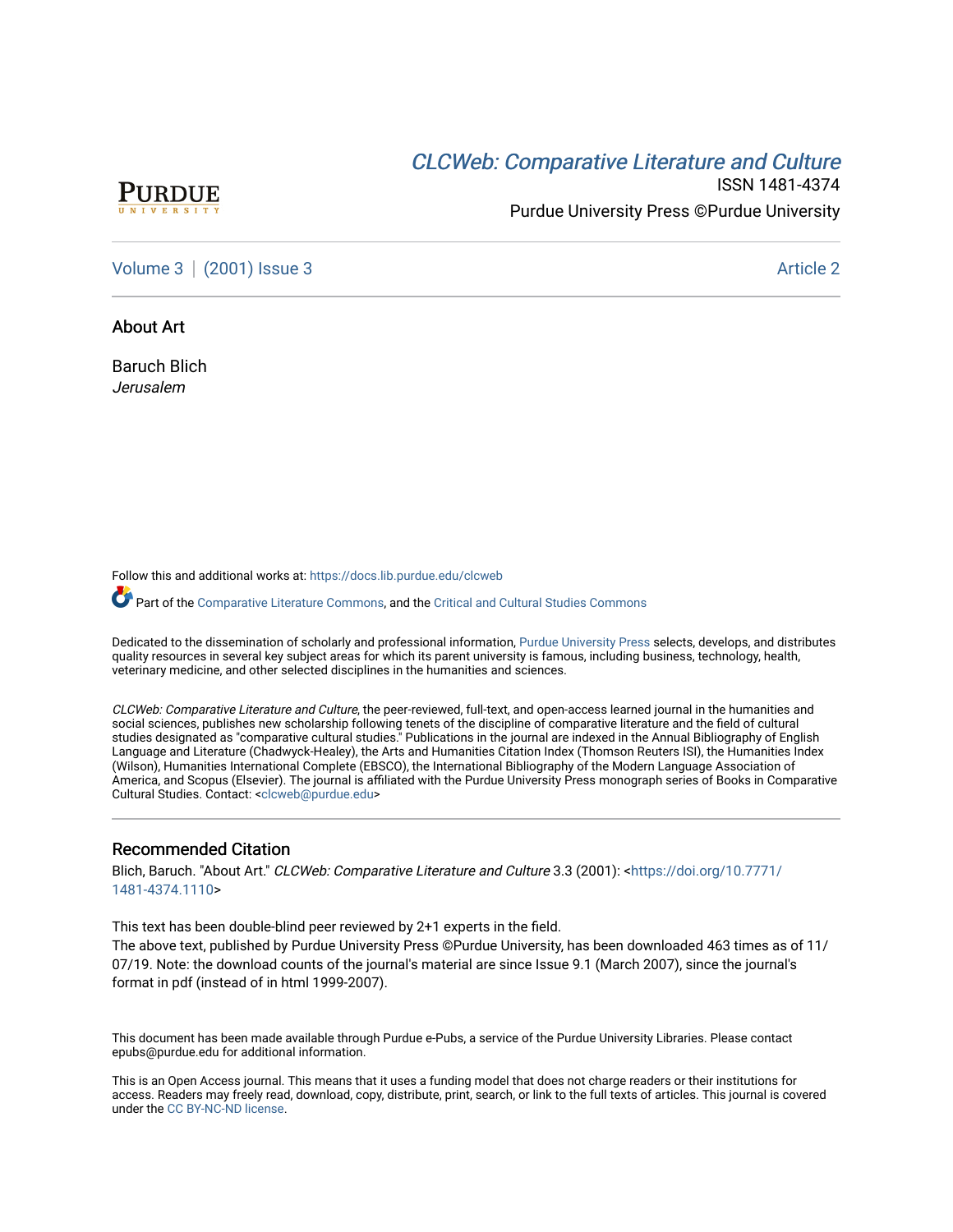# CLCWeb: Comparative Literature and Culture

ISSN 1481-4374

Purdue University Press ©Purdue University

Volume 3 | (2001) Issue 3 Article 2

## About Art

Baruch Blich
*Jerusalem*

Follow this and additional works at: https://docs.lib.purdue.edu/clcweb

Part of the Comparative Literature Commons, and the Critical and Cultural Studies Commons

Dedicated to the dissemination of scholarly and professional information, Purdue University Press selects, develops, and distributes quality resources in several key subject areas for which its parent university is famous, including business, technology, health, veterinary medicine, and other selected disciplines in the humanities and sciences.

*CLCWeb: Comparative Literature and Culture*, the peer-reviewed, full-text, and open-access learned journal in the humanities and social sciences, publishes new scholarship following tenets of the discipline of comparative literature and the field of cultural studies designated as "comparative cultural studies." Publications in the journal are indexed in the Annual Bibliography of English Language and Literature (Chadwyck-Healey), the Arts and Humanities Citation Index (Thomson Reuters ISI), the Humanities Index (Wilson), Humanities International Complete (EBSCO), the International Bibliography of the Modern Language Association of America, and Scopus (Elsevier). The journal is affiliated with the Purdue University Press monograph series of Books in Comparative Cultural Studies. Contact: <clcweb@purdue.edu>

### Recommended Citation

Blich, Baruch. "About Art." *CLCWeb: Comparative Literature and Culture* 3.3 (2001): <https://doi.org/10.7771/1481-4374.1110>

This text has been double-blind peer reviewed by 2+1 experts in the field.
The above text, published by Purdue University Press ©Purdue University, has been downloaded 463 times as of 11/07/19. Note: the download counts of the journal's material are since Issue 9.1 (March 2007), since the journal's format in pdf (instead of in html 1999-2007).

This document has been made available through Purdue e-Pubs, a service of the Purdue University Libraries. Please contact epubs@purdue.edu for additional information.

This is an Open Access journal. This means that it uses a funding model that does not charge readers or their institutions for access. Readers may freely read, download, copy, distribute, print, search, or link to the full texts of articles. This journal is covered under the CC BY-NC-ND license.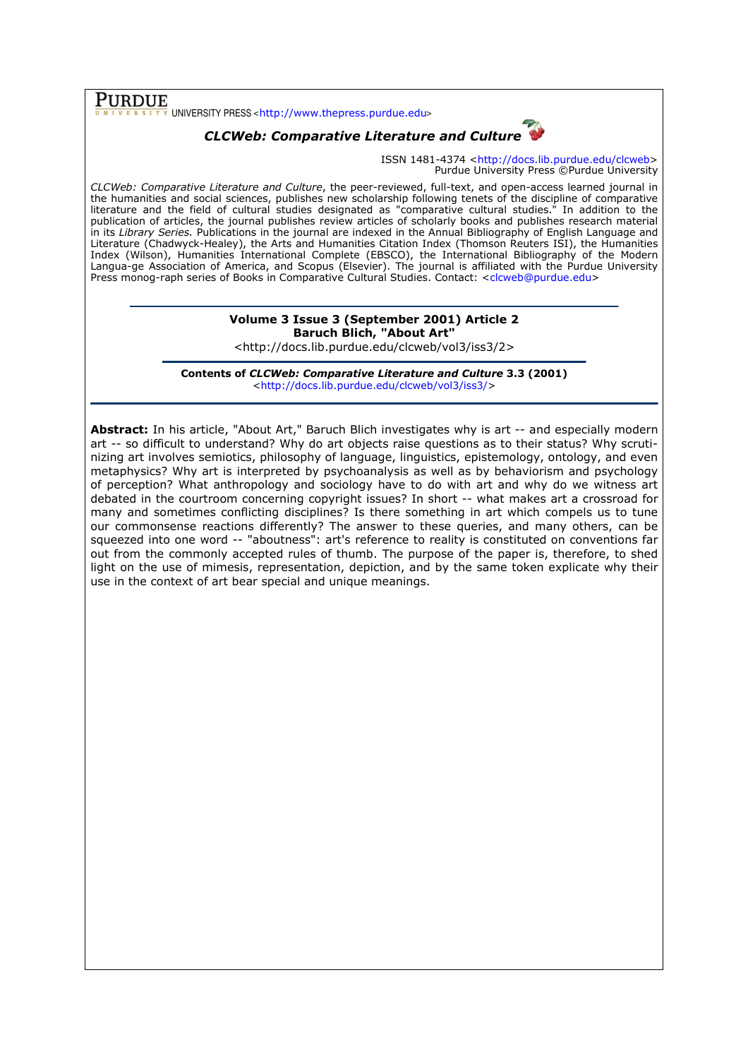**PURDUE** UNIVERSITY PRESS <http://www.thepress.purdue.edu>

***CLCWeb: Comparative Literature and Culture***

ISSN 1481-4374 <http://docs.lib.purdue.edu/clcweb>
Purdue University Press ©Purdue University

*CLCWeb: Comparative Literature and Culture*, the peer-reviewed, full-text, and open-access learned journal in the humanities and social sciences, publishes new scholarship following tenets of the discipline of comparative literature and the field of cultural studies designated as "comparative cultural studies." In addition to the publication of articles, the journal publishes review articles of scholarly books and publishes research material in its *Library Series.* Publications in the journal are indexed in the Annual Bibliography of English Language and Literature (Chadwyck-Healey), the Arts and Humanities Citation Index (Thomson Reuters ISI), the Humanities Index (Wilson), Humanities International Complete (EBSCO), the International Bibliography of the Modern Langua-ge Association of America, and Scopus (Elsevier). The journal is affiliated with the Purdue University Press monog-raph series of Books in Comparative Cultural Studies. Contact: <clcweb@purdue.edu>

**Volume 3 Issue 3 (September 2001) Article 2**
**Baruch Blich, "About Art"**
<http://docs.lib.purdue.edu/clcweb/vol3/iss3/2>

**Contents of *CLCWeb: Comparative Literature and Culture* 3.3 (2001)**
<http://docs.lib.purdue.edu/clcweb/vol3/iss3/>

**Abstract:** In his article, "About Art," Baruch Blich investigates why is art -- and especially modern art -- so difficult to understand? Why do art objects raise questions as to their status? Why scrutinizing art involves semiotics, philosophy of language, linguistics, epistemology, ontology, and even metaphysics? Why art is interpreted by psychoanalysis as well as by behaviorism and psychology of perception? What anthropology and sociology have to do with art and why do we witness art debated in the courtroom concerning copyright issues? In short -- what makes art a crossroad for many and sometimes conflicting disciplines? Is there something in art which compels us to tune our commonsense reactions differently? The answer to these queries, and many others, can be squeezed into one word -- "aboutness": art's reference to reality is constituted on conventions far out from the commonly accepted rules of thumb. The purpose of the paper is, therefore, to shed light on the use of mimesis, representation, depiction, and by the same token explicate why their use in the context of art bear special and unique meanings.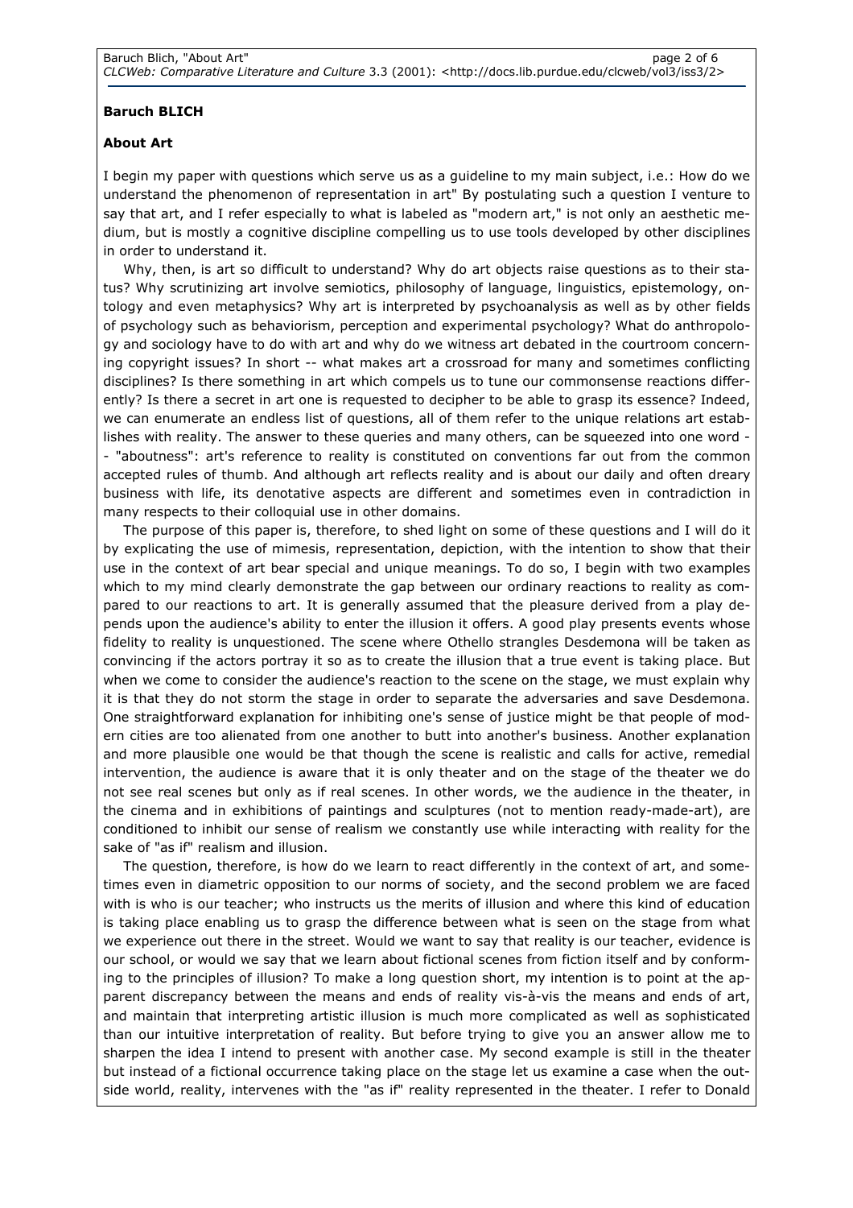**Baruch BLICH**

**About Art**

I begin my paper with questions which serve us as a guideline to my main subject, i.e.: How do we understand the phenomenon of representation in art" By postulating such a question I venture to say that art, and I refer especially to what is labeled as "modern art," is not only an aesthetic medium, but is mostly a cognitive discipline compelling us to use tools developed by other disciplines in order to understand it.

Why, then, is art so difficult to understand? Why do art objects raise questions as to their status? Why scrutinizing art involve semiotics, philosophy of language, linguistics, epistemology, ontology and even metaphysics? Why art is interpreted by psychoanalysis as well as by other fields of psychology such as behaviorism, perception and experimental psychology? What do anthropology and sociology have to do with art and why do we witness art debated in the courtroom concerning copyright issues? In short -- what makes art a crossroad for many and sometimes conflicting disciplines? Is there something in art which compels us to tune our commonsense reactions differently? Is there a secret in art one is requested to decipher to be able to grasp its essence? Indeed, we can enumerate an endless list of questions, all of them refer to the unique relations art establishes with reality. The answer to these queries and many others, can be squeezed into one word -- "aboutness": art's reference to reality is constituted on conventions far out from the common accepted rules of thumb. And although art reflects reality and is about our daily and often dreary business with life, its denotative aspects are different and sometimes even in contradiction in many respects to their colloquial use in other domains.

The purpose of this paper is, therefore, to shed light on some of these questions and I will do it by explicating the use of mimesis, representation, depiction, with the intention to show that their use in the context of art bear special and unique meanings. To do so, I begin with two examples which to my mind clearly demonstrate the gap between our ordinary reactions to reality as compared to our reactions to art. It is generally assumed that the pleasure derived from a play depends upon the audience's ability to enter the illusion it offers. A good play presents events whose fidelity to reality is unquestioned. The scene where Othello strangles Desdemona will be taken as convincing if the actors portray it so as to create the illusion that a true event is taking place. But when we come to consider the audience's reaction to the scene on the stage, we must explain why it is that they do not storm the stage in order to separate the adversaries and save Desdemona. One straightforward explanation for inhibiting one's sense of justice might be that people of modern cities are too alienated from one another to butt into another's business. Another explanation and more plausible one would be that though the scene is realistic and calls for active, remedial intervention, the audience is aware that it is only theater and on the stage of the theater we do not see real scenes but only as if real scenes. In other words, we the audience in the theater, in the cinema and in exhibitions of paintings and sculptures (not to mention ready-made-art), are conditioned to inhibit our sense of realism we constantly use while interacting with reality for the sake of "as if" realism and illusion.

The question, therefore, is how do we learn to react differently in the context of art, and sometimes even in diametric opposition to our norms of society, and the second problem we are faced with is who is our teacher; who instructs us the merits of illusion and where this kind of education is taking place enabling us to grasp the difference between what is seen on the stage from what we experience out there in the street. Would we want to say that reality is our teacher, evidence is our school, or would we say that we learn about fictional scenes from fiction itself and by conforming to the principles of illusion? To make a long question short, my intention is to point at the apparent discrepancy between the means and ends of reality vis-à-vis the means and ends of art, and maintain that interpreting artistic illusion is much more complicated as well as sophisticated than our intuitive interpretation of reality. But before trying to give you an answer allow me to sharpen the idea I intend to present with another case. My second example is still in the theater but instead of a fictional occurrence taking place on the stage let us examine a case when the outside world, reality, intervenes with the "as if" reality represented in the theater. I refer to Donald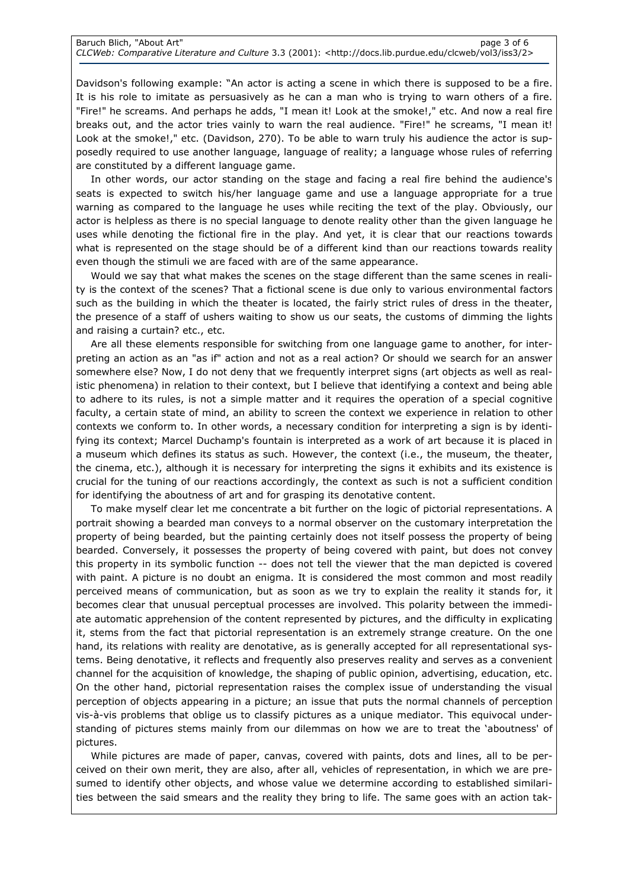Davidson's following example: "An actor is acting a scene in which there is supposed to be a fire. It is his role to imitate as persuasively as he can a man who is trying to warn others of a fire. "Fire!" he screams. And perhaps he adds, "I mean it! Look at the smoke!," etc. And now a real fire breaks out, and the actor tries vainly to warn the real audience. "Fire!" he screams, "I mean it! Look at the smoke!," etc. (Davidson, 270). To be able to warn truly his audience the actor is supposedly required to use another language, language of reality; a language whose rules of referring are constituted by a different language game.

In other words, our actor standing on the stage and facing a real fire behind the audience's seats is expected to switch his/her language game and use a language appropriate for a true warning as compared to the language he uses while reciting the text of the play. Obviously, our actor is helpless as there is no special language to denote reality other than the given language he uses while denoting the fictional fire in the play. And yet, it is clear that our reactions towards what is represented on the stage should be of a different kind than our reactions towards reality even though the stimuli we are faced with are of the same appearance.

Would we say that what makes the scenes on the stage different than the same scenes in reality is the context of the scenes? That a fictional scene is due only to various environmental factors such as the building in which the theater is located, the fairly strict rules of dress in the theater, the presence of a staff of ushers waiting to show us our seats, the customs of dimming the lights and raising a curtain? etc., etc.

Are all these elements responsible for switching from one language game to another, for interpreting an action as an "as if" action and not as a real action? Or should we search for an answer somewhere else? Now, I do not deny that we frequently interpret signs (art objects as well as realistic phenomena) in relation to their context, but I believe that identifying a context and being able to adhere to its rules, is not a simple matter and it requires the operation of a special cognitive faculty, a certain state of mind, an ability to screen the context we experience in relation to other contexts we conform to. In other words, a necessary condition for interpreting a sign is by identifying its context; Marcel Duchamp's fountain is interpreted as a work of art because it is placed in a museum which defines its status as such. However, the context (i.e., the museum, the theater, the cinema, etc.), although it is necessary for interpreting the signs it exhibits and its existence is crucial for the tuning of our reactions accordingly, the context as such is not a sufficient condition for identifying the aboutness of art and for grasping its denotative content.

To make myself clear let me concentrate a bit further on the logic of pictorial representations. A portrait showing a bearded man conveys to a normal observer on the customary interpretation the property of being bearded, but the painting certainly does not itself possess the property of being bearded. Conversely, it possesses the property of being covered with paint, but does not convey this property in its symbolic function -- does not tell the viewer that the man depicted is covered with paint. A picture is no doubt an enigma. It is considered the most common and most readily perceived means of communication, but as soon as we try to explain the reality it stands for, it becomes clear that unusual perceptual processes are involved. This polarity between the immediate automatic apprehension of the content represented by pictures, and the difficulty in explicating it, stems from the fact that pictorial representation is an extremely strange creature. On the one hand, its relations with reality are denotative, as is generally accepted for all representational systems. Being denotative, it reflects and frequently also preserves reality and serves as a convenient channel for the acquisition of knowledge, the shaping of public opinion, advertising, education, etc. On the other hand, pictorial representation raises the complex issue of understanding the visual perception of objects appearing in a picture; an issue that puts the normal channels of perception vis-à-vis problems that oblige us to classify pictures as a unique mediator. This equivocal understanding of pictures stems mainly from our dilemmas on how we are to treat the 'aboutness' of pictures.

While pictures are made of paper, canvas, covered with paints, dots and lines, all to be perceived on their own merit, they are also, after all, vehicles of representation, in which we are presumed to identify other objects, and whose value we determine according to established similarities between the said smears and the reality they bring to life. The same goes with an action tak-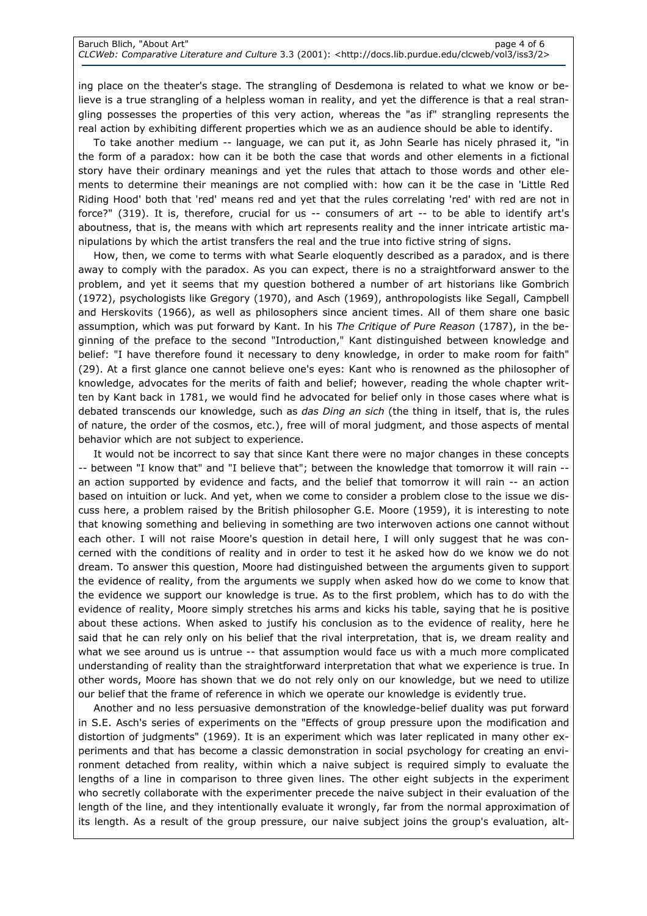ing place on the theater's stage. The strangling of Desdemona is related to what we know or believe is a true strangling of a helpless woman in reality, and yet the difference is that a real strangling possesses the properties of this very action, whereas the "as if" strangling represents the real action by exhibiting different properties which we as an audience should be able to identify.

To take another medium -- language, we can put it, as John Searle has nicely phrased it, "in the form of a paradox: how can it be both the case that words and other elements in a fictional story have their ordinary meanings and yet the rules that attach to those words and other elements to determine their meanings are not complied with: how can it be the case in 'Little Red Riding Hood' both that 'red' means red and yet that the rules correlating 'red' with red are not in force?" (319). It is, therefore, crucial for us -- consumers of art -- to be able to identify art's aboutness, that is, the means with which art represents reality and the inner intricate artistic manipulations by which the artist transfers the real and the true into fictive string of signs.

How, then, we come to terms with what Searle eloquently described as a paradox, and is there away to comply with the paradox. As you can expect, there is no a straightforward answer to the problem, and yet it seems that my question bothered a number of art historians like Gombrich (1972), psychologists like Gregory (1970), and Asch (1969), anthropologists like Segall, Campbell and Herskovits (1966), as well as philosophers since ancient times. All of them share one basic assumption, which was put forward by Kant. In his *The Critique of Pure Reason* (1787), in the beginning of the preface to the second "Introduction," Kant distinguished between knowledge and belief: "I have therefore found it necessary to deny knowledge, in order to make room for faith" (29). At a first glance one cannot believe one's eyes: Kant who is renowned as the philosopher of knowledge, advocates for the merits of faith and belief; however, reading the whole chapter written by Kant back in 1781, we would find he advocated for belief only in those cases where what is debated transcends our knowledge, such as *das Ding an sich* (the thing in itself, that is, the rules of nature, the order of the cosmos, etc.), free will of moral judgment, and those aspects of mental behavior which are not subject to experience.

It would not be incorrect to say that since Kant there were no major changes in these concepts -- between "I know that" and "I believe that"; between the knowledge that tomorrow it will rain -- an action supported by evidence and facts, and the belief that tomorrow it will rain -- an action based on intuition or luck. And yet, when we come to consider a problem close to the issue we discuss here, a problem raised by the British philosopher G.E. Moore (1959), it is interesting to note that knowing something and believing in something are two interwoven actions one cannot without each other. I will not raise Moore's question in detail here, I will only suggest that he was concerned with the conditions of reality and in order to test it he asked how do we know we do not dream. To answer this question, Moore had distinguished between the arguments given to support the evidence of reality, from the arguments we supply when asked how do we come to know that the evidence we support our knowledge is true. As to the first problem, which has to do with the evidence of reality, Moore simply stretches his arms and kicks his table, saying that he is positive about these actions. When asked to justify his conclusion as to the evidence of reality, here he said that he can rely only on his belief that the rival interpretation, that is, we dream reality and what we see around us is untrue -- that assumption would face us with a much more complicated understanding of reality than the straightforward interpretation that what we experience is true. In other words, Moore has shown that we do not rely only on our knowledge, but we need to utilize our belief that the frame of reference in which we operate our knowledge is evidently true.

Another and no less persuasive demonstration of the knowledge-belief duality was put forward in S.E. Asch's series of experiments on the "Effects of group pressure upon the modification and distortion of judgments" (1969). It is an experiment which was later replicated in many other experiments and that has become a classic demonstration in social psychology for creating an environment detached from reality, within which a naive subject is required simply to evaluate the lengths of a line in comparison to three given lines. The other eight subjects in the experiment who secretly collaborate with the experimenter precede the naive subject in their evaluation of the length of the line, and they intentionally evaluate it wrongly, far from the normal approximation of its length. As a result of the group pressure, our naive subject joins the group's evaluation, alt-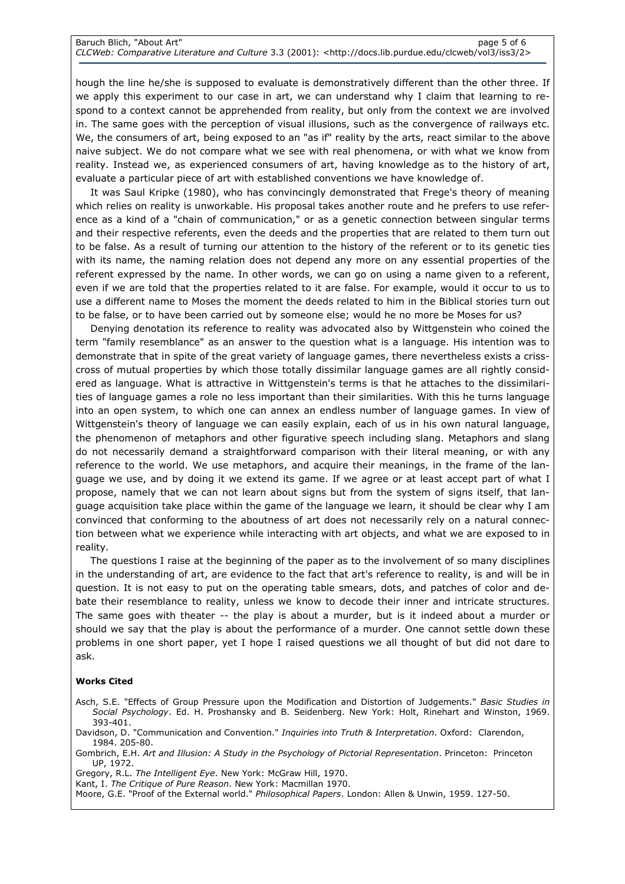hough the line he/she is supposed to evaluate is demonstratively different than the other three. If we apply this experiment to our case in art, we can understand why I claim that learning to respond to a context cannot be apprehended from reality, but only from the context we are involved in. The same goes with the perception of visual illusions, such as the convergence of railways etc. We, the consumers of art, being exposed to an "as if" reality by the arts, react similar to the above naive subject. We do not compare what we see with real phenomena, or with what we know from reality. Instead we, as experienced consumers of art, having knowledge as to the history of art, evaluate a particular piece of art with established conventions we have knowledge of.

It was Saul Kripke (1980), who has convincingly demonstrated that Frege's theory of meaning which relies on reality is unworkable. His proposal takes another route and he prefers to use reference as a kind of a "chain of communication," or as a genetic connection between singular terms and their respective referents, even the deeds and the properties that are related to them turn out to be false. As a result of turning our attention to the history of the referent or to its genetic ties with its name, the naming relation does not depend any more on any essential properties of the referent expressed by the name. In other words, we can go on using a name given to a referent, even if we are told that the properties related to it are false. For example, would it occur to us to use a different name to Moses the moment the deeds related to him in the Biblical stories turn out to be false, or to have been carried out by someone else; would he no more be Moses for us?

Denying denotation its reference to reality was advocated also by Wittgenstein who coined the term "family resemblance" as an answer to the question what is a language. His intention was to demonstrate that in spite of the great variety of language games, there nevertheless exists a criss-cross of mutual properties by which those totally dissimilar language games are all rightly considered as language. What is attractive in Wittgenstein's terms is that he attaches to the dissimilarities of language games a role no less important than their similarities. With this he turns language into an open system, to which one can annex an endless number of language games. In view of Wittgenstein's theory of language we can easily explain, each of us in his own natural language, the phenomenon of metaphors and other figurative speech including slang. Metaphors and slang do not necessarily demand a straightforward comparison with their literal meaning, or with any reference to the world. We use metaphors, and acquire their meanings, in the frame of the language we use, and by doing it we extend its game. If we agree or at least accept part of what I propose, namely that we can not learn about signs but from the system of signs itself, that language acquisition take place within the game of the language we learn, it should be clear why I am convinced that conforming to the aboutness of art does not necessarily rely on a natural connection between what we experience while interacting with art objects, and what we are exposed to in reality.

The questions I raise at the beginning of the paper as to the involvement of so many disciplines in the understanding of art, are evidence to the fact that art's reference to reality, is and will be in question. It is not easy to put on the operating table smears, dots, and patches of color and debate their resemblance to reality, unless we know to decode their inner and intricate structures. The same goes with theater -- the play is about a murder, but is it indeed about a murder or should we say that the play is about the performance of a murder. One cannot settle down these problems in one short paper, yet I hope I raised questions we all thought of but did not dare to ask.

**Works Cited**

Asch, S.E. "Effects of Group Pressure upon the Modification and Distortion of Judgements." *Basic Studies in Social Psychology*. Ed. H. Proshansky and B. Seidenberg. New York: Holt, Rinehart and Winston, 1969. 393-401.

Davidson, D. "Communication and Convention." *Inquiries into Truth & Interpretation*. Oxford: Clarendon, 1984. 205-80.

Gombrich, E.H. *Art and Illusion: A Study in the Psychology of Pictorial Representation*. Princeton: Princeton UP, 1972.

Gregory, R.L. *The Intelligent Eye*. New York: McGraw Hill, 1970.

Kant, I. *The Critique of Pure Reason*. New York: Macmillan 1970.

Moore, G.E. "Proof of the External world." *Philosophical Papers*. London: Allen & Unwin, 1959. 127-50.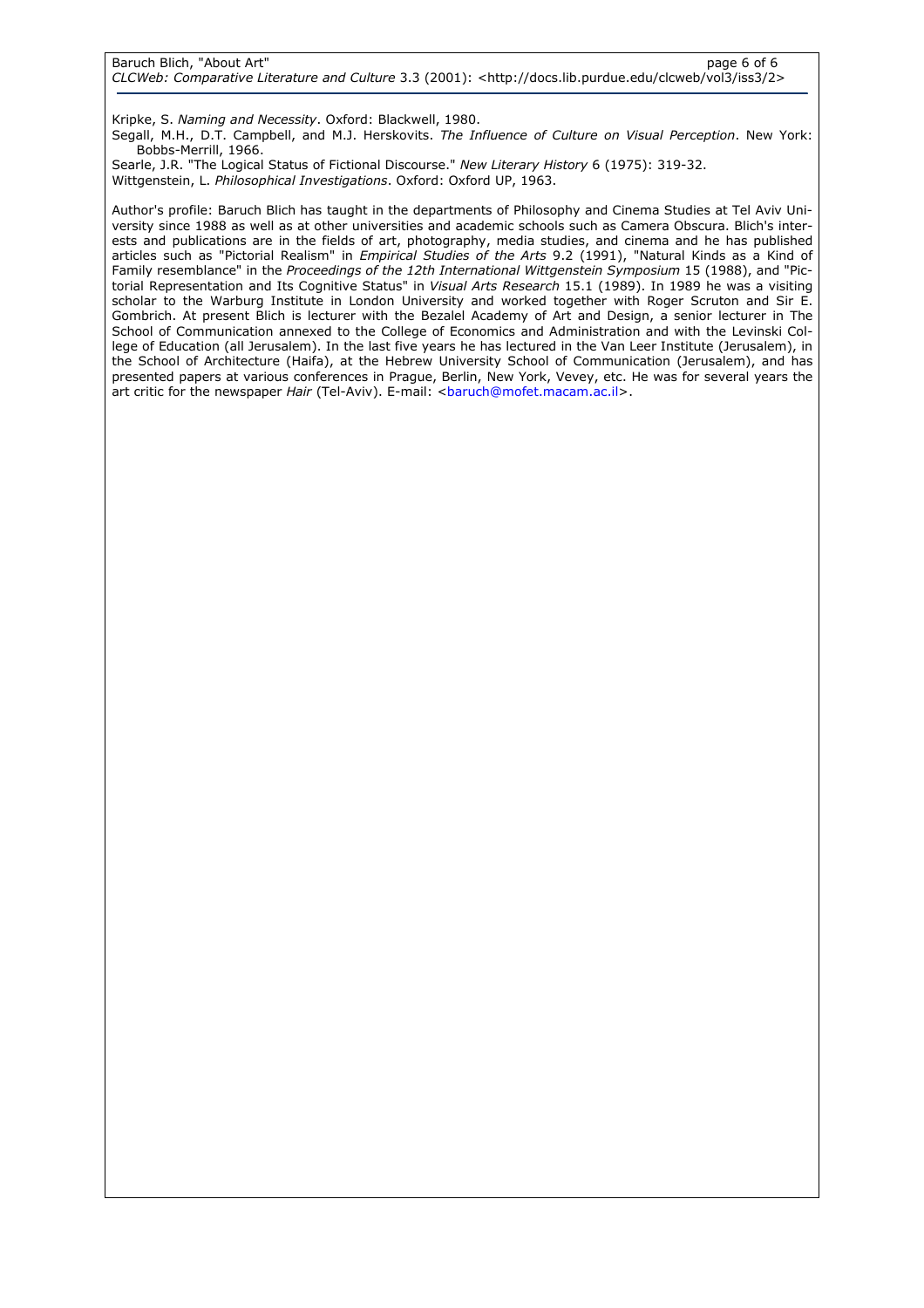Kripke, S. *Naming and Necessity*. Oxford: Blackwell, 1980.

Segall, M.H., D.T. Campbell, and M.J. Herskovits. *The Influence of Culture on Visual Perception*. New York: Bobbs-Merrill, 1966.

Searle, J.R. "The Logical Status of Fictional Discourse." *New Literary History* 6 (1975): 319-32.

Wittgenstein, L. *Philosophical Investigations*. Oxford: Oxford UP, 1963.

Author's profile: Baruch Blich has taught in the departments of Philosophy and Cinema Studies at Tel Aviv University since 1988 as well as at other universities and academic schools such as Camera Obscura. Blich's interests and publications are in the fields of art, photography, media studies, and cinema and he has published articles such as "Pictorial Realism" in *Empirical Studies of the Arts* 9.2 (1991), "Natural Kinds as a Kind of Family resemblance" in the *Proceedings of the 12th International Wittgenstein Symposium* 15 (1988), and "Pictorial Representation and Its Cognitive Status" in *Visual Arts Research* 15.1 (1989). In 1989 he was a visiting scholar to the Warburg Institute in London University and worked together with Roger Scruton and Sir E. Gombrich. At present Blich is lecturer with the Bezalel Academy of Art and Design, a senior lecturer in The School of Communication annexed to the College of Economics and Administration and with the Levinski College of Education (all Jerusalem). In the last five years he has lectured in the Van Leer Institute (Jerusalem), in the School of Architecture (Haifa), at the Hebrew University School of Communication (Jerusalem), and has presented papers at various conferences in Prague, Berlin, New York, Vevey, etc. He was for several years the art critic for the newspaper *Hair* (Tel-Aviv). E-mail: <baruch@mofet.macam.ac.il>.